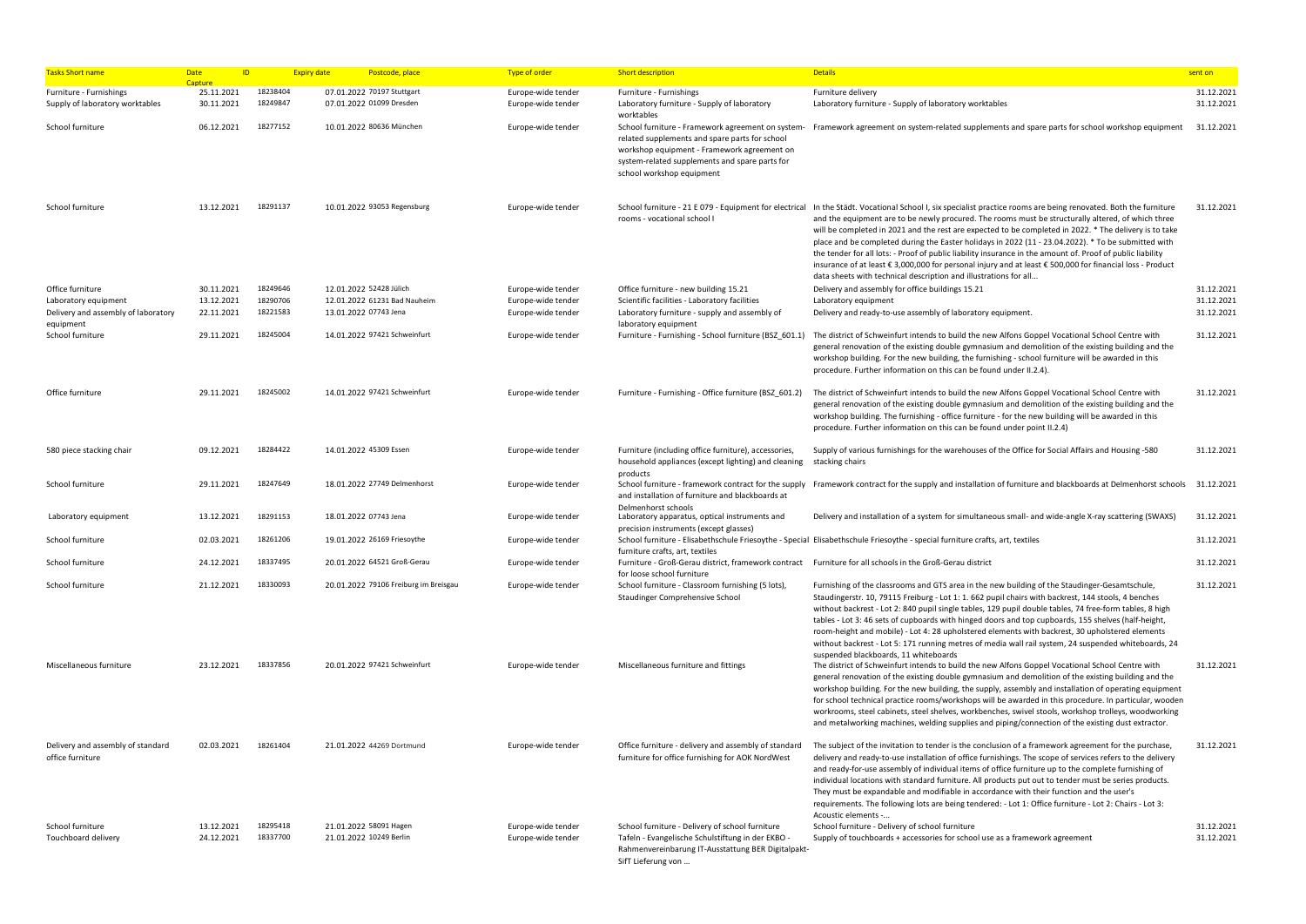| Tasks Short name | Date Capture | ID | Expiry date | Postcode, place | Type of order | Short description | Details | sent on |
|---|---|---|---|---|---|---|---|---|
| Furniture - Furnishings | 25.11.2021 | 18238404 | 07.01.2022 | 70197 Stuttgart | Europe-wide tender | Furniture - Furnishings | Furniture delivery | 31.12.2021 |
| Supply of laboratory worktables | 30.11.2021 | 18249847 | 07.01.2022 | 01099 Dresden | Europe-wide tender | Laboratory furniture - Supply of laboratory worktables | Laboratory furniture - Supply of laboratory worktables | 31.12.2021 |
| School furniture | 06.12.2021 | 18277152 | 10.01.2022 | 80636 München | Europe-wide tender | School furniture - Framework agreement on system-related supplements and spare parts for school workshop equipment - Framework agreement on system-related supplements and spare parts for school workshop equipment | Framework agreement on system-related supplements and spare parts for school workshop equipment | 31.12.2021 |
| School furniture | 13.12.2021 | 18291137 | 10.01.2022 | 93053 Regensburg | Europe-wide tender | School furniture - 21 E 079 - Equipment for electrical rooms - vocational school I | In the Städt. Vocational School I, six specialist practice rooms are being renovated. Both the furniture and the equipment are to be newly procured. The rooms must be structurally altered, of which three will be completed in 2021 and the rest are expected to be completed in 2022. * The delivery is to take place and be completed during the Easter holidays in 2022 (11 - 23.04.2022). * To be submitted with the tender for all lots: - Proof of public liability insurance in the amount of. Proof of public liability insurance of at least € 3,000,000 for personal injury and at least € 500,000 for financial loss - Product data sheets with technical description and illustrations for all... | 31.12.2021 |
| Office furniture | 30.11.2021 | 18249646 | 12.01.2022 | 52428 Jülich | Europe-wide tender | Office furniture - new building 15.21 | Delivery and assembly for office buildings 15.21 | 31.12.2021 |
| Laboratory equipment | 13.12.2021 | 18290706 | 12.01.2022 | 61231 Bad Nauheim | Europe-wide tender | Scientific facilities - Laboratory facilities | Laboratory equipment | 31.12.2021 |
| Delivery and assembly of laboratory equipment | 22.11.2021 | 18221583 | 13.01.2022 | 07743 Jena | Europe-wide tender | Laboratory furniture - supply and assembly of laboratory equipment | Delivery and ready-to-use assembly of laboratory equipment. | 31.12.2021 |
| School furniture | 29.11.2021 | 18245004 | 14.01.2022 | 97421 Schweinfurt | Europe-wide tender | Furniture - Furnishing - School furniture (BSZ_601.1) | The district of Schweinfurt intends to build the new Alfons Goppel Vocational School Centre with general renovation of the existing double gymnasium and demolition of the existing building and the workshop building. For the new building, the furnishing - school furniture will be awarded in this procedure. Further information on this can be found under II.2.4). | 31.12.2021 |
| Office furniture | 29.11.2021 | 18245002 | 14.01.2022 | 97421 Schweinfurt | Europe-wide tender | Furniture - Furnishing - Office furniture (BSZ_601.2) | The district of Schweinfurt intends to build the new Alfons Goppel Vocational School Centre with general renovation of the existing double gymnasium and demolition of the existing building and the workshop building. The furnishing - office furniture - for the new building will be awarded in this procedure. Further information on this can be found under point II.2.4) | 31.12.2021 |
| 580 piece stacking chair | 09.12.2021 | 18284422 | 14.01.2022 | 45309 Essen | Europe-wide tender | Furniture (including office furniture), accessories, household appliances (except lighting) and cleaning products | Supply of various furnishings for the warehouses of the Office for Social Affairs and Housing -580 stacking chairs | 31.12.2021 |
| School furniture | 29.11.2021 | 18247649 | 18.01.2022 | 27749 Delmenhorst | Europe-wide tender | School furniture - framework contract for the supply and installation of furniture and blackboards at Delmenhorst schools | Framework contract for the supply and installation of furniture and blackboards at Delmenhorst schools | 31.12.2021 |
| Laboratory equipment | 13.12.2021 | 18291153 | 18.01.2022 | 07743 Jena | Europe-wide tender | Laboratory apparatus, optical instruments and precision instruments (except glasses) | Delivery and installation of a system for simultaneous small- and wide-angle X-ray scattering (SWAXS) | 31.12.2021 |
| School furniture | 02.03.2021 | 18261206 | 19.01.2022 | 26169 Friesoythe | Europe-wide tender | School furniture - Elisabethschule Friesoythe - Special furniture crafts, art, textiles | Elisabethschule Friesoythe - special furniture crafts, art, textiles | 31.12.2021 |
| School furniture | 24.12.2021 | 18337495 | 20.01.2022 | 64521 Groß-Gerau | Europe-wide tender | Furniture - Groß-Gerau district, framework contract for loose school furniture | Furniture for all schools in the Groß-Gerau district | 31.12.2021 |
| School furniture | 21.12.2021 | 18330093 | 20.01.2022 | 79106 Freiburg im Breisgau | Europe-wide tender | School furniture - Classroom furnishing (5 lots), Staudinger Comprehensive School | Furnishing of the classrooms and GTS area in the new building of the Staudinger-Gesamtschule, Staudingerstr. 10, 79115 Freiburg - Lot 1: 1. 662 pupil chairs with backrest, 144 stools, 4 benches without backrest - Lot 2: 840 pupil single tables, 129 pupil double tables, 74 free-form tables, 8 high tables - Lot 3: 46 sets of cupboards with hinged doors and top cupboards, 155 shelves (half-height, room-height and mobile) - Lot 4: 28 upholstered elements with backrest, 30 upholstered elements without backrest - Lot 5: 171 running metres of media wall rail system, 24 suspended whiteboards, 24 suspended blackboards, 11 whiteboards | 31.12.2021 |
| Miscellaneous furniture | 23.12.2021 | 18337856 | 20.01.2022 | 97421 Schweinfurt | Europe-wide tender | Miscellaneous furniture and fittings | The district of Schweinfurt intends to build the new Alfons Goppel Vocational School Centre with general renovation of the existing double gymnasium and demolition of the existing building and the workshop building. For the new building, the supply, assembly and installation of operating equipment for school technical practice rooms/workshops will be awarded in this procedure. In particular, wooden workrooms, steel cabinets, steel shelves, workbenches, swivel stools, workshop trolleys, woodworking and metalworking machines, welding supplies and piping/connection of the existing dust extractor. | 31.12.2021 |
| Delivery and assembly of standard office furniture | 02.03.2021 | 18261404 | 21.01.2022 | 44269 Dortmund | Europe-wide tender | Office furniture - delivery and assembly of standard furniture for office furnishing for AOK NordWest | The subject of the invitation to tender is the conclusion of a framework agreement for the purchase, delivery and ready-to-use installation of office furnishings. The scope of services refers to the delivery and ready-for-use assembly of individual items of office furniture up to the complete furnishing of individual locations with standard furniture. All products put out to tender must be series products. They must be expandable and modifiable in accordance with their function and the user's requirements. The following lots are being tendered: - Lot 1: Office furniture - Lot 2: Chairs - Lot 3: Acoustic elements -... | 31.12.2021 |
| School furniture | 13.12.2021 | 18295418 | 21.01.2022 | 58091 Hagen | Europe-wide tender | School furniture - Delivery of school furniture | School furniture - Delivery of school furniture | 31.12.2021 |
| Touchboard delivery | 24.12.2021 | 18337700 | 21.01.2022 | 10249 Berlin | Europe-wide tender | Tafeln - Evangelische Schulstiftung in der EKBO - Rahmenvereinbarung IT-Ausstattung BER Digitalpakt-SifT Lieferung von ... | Supply of touchboards + accessories for school use as a framework agreement | 31.12.2021 |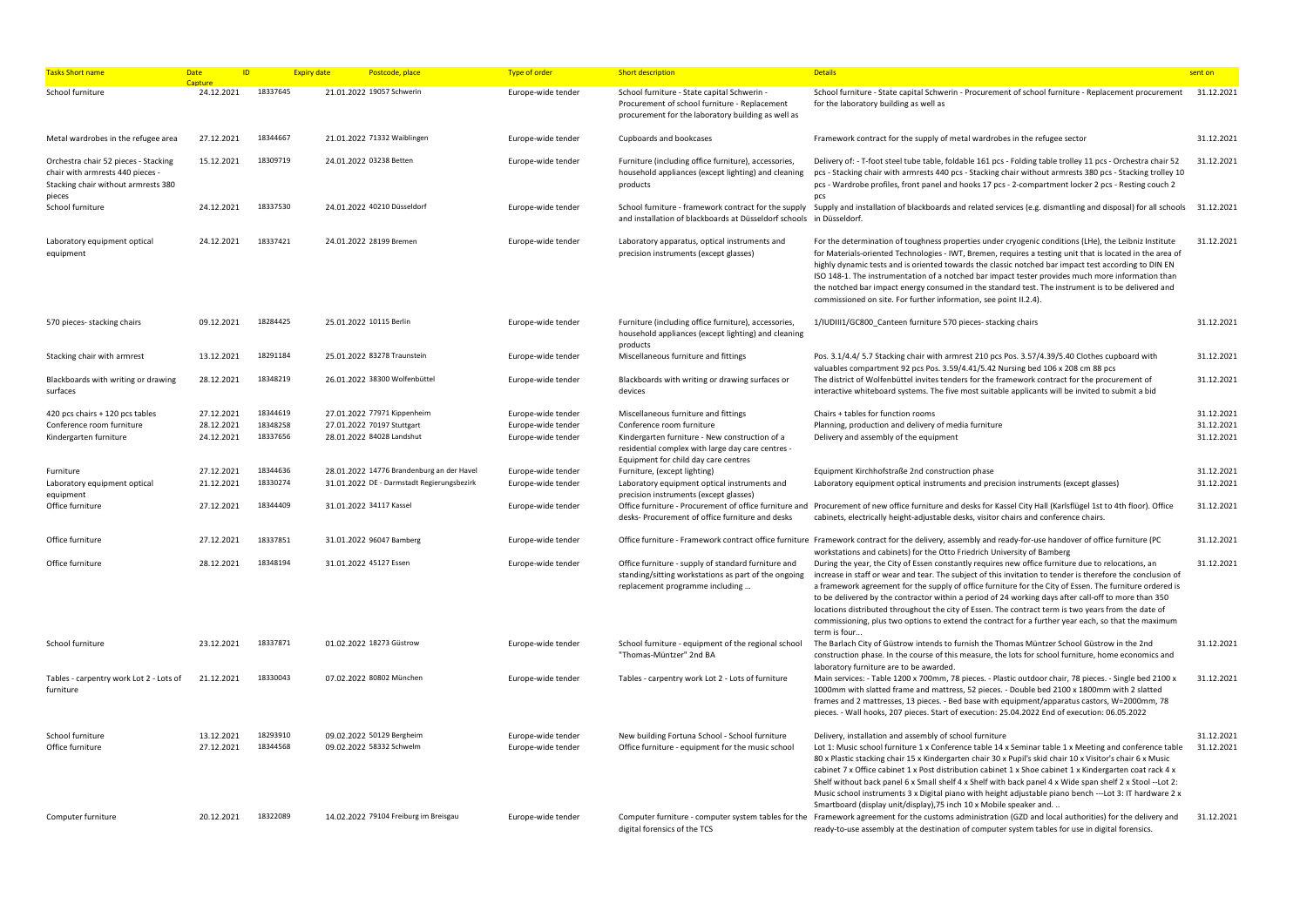| Tasks Short name | Date Capture | ID | Expiry date | Postcode, place | Type of order | Short description | Details | sent on |
|---|---|---|---|---|---|---|---|---|
| School furniture | 24.12.2021 | 18337645 | 21.01.2022 | 19057 Schwerin | Europe-wide tender | School furniture - State capital Schwerin - Procurement of school furniture - Replacement procurement for the laboratory building as well as | School furniture - State capital Schwerin - Procurement of school furniture - Replacement procurement for the laboratory building as well as | 31.12.2021 |
| Metal wardrobes in the refugee area | 27.12.2021 | 18344667 | 21.01.2022 | 71332 Waiblingen | Europe-wide tender | Cupboards and bookcases | Framework contract for the supply of metal wardrobes in the refugee sector | 31.12.2021 |
| Orchestra chair 52 pieces - Stacking chair with armrests 440 pieces - Stacking chair without armrests 380 pieces | 15.12.2021 | 18309719 | 24.01.2022 | 03238 Betten | Europe-wide tender | Furniture (including office furniture), accessories, household appliances (except lighting) and cleaning products | Delivery of: - T-foot steel tube table, foldable 161 pcs - Folding table trolley 11 pcs - Orchestra chair 52 pcs - Stacking chair with armrests 440 pcs - Stacking chair without armrests 380 pcs - Stacking trolley 10 pcs - Wardrobe profiles, front panel and hooks 17 pcs - 2-compartment locker 2 pcs - Resting couch 2 pcs | 31.12.2021 |
| School furniture | 24.12.2021 | 18337530 | 24.01.2022 | 40210 Düsseldorf | Europe-wide tender | School furniture - framework contract for the supply and installation of blackboards at Düsseldorf schools | Supply and installation of blackboards and related services (e.g. dismantling and disposal) for all schools in Düsseldorf. | 31.12.2021 |
| Laboratory equipment optical equipment | 24.12.2021 | 18337421 | 24.01.2022 | 28199 Bremen | Europe-wide tender | Laboratory apparatus, optical instruments and precision instruments (except glasses) | For the determination of toughness properties under cryogenic conditions (LHe), the Leibniz Institute for Materials-oriented Technologies - IWT, Bremen, requires a testing unit that is located in the area of highly dynamic tests and is oriented towards the classic notched bar impact test according to DIN EN ISO 148-1. The instrumentation of a notched bar impact tester provides much more information than the notched bar impact energy consumed in the standard test. The instrument is to be delivered and commissioned on site. For further information, see point II.2.4). | 31.12.2021 |
| 570 pieces- stacking chairs | 09.12.2021 | 18284425 | 25.01.2022 | 10115 Berlin | Europe-wide tender | Furniture (including office furniture), accessories, household appliances (except lighting) and cleaning products | 1/IUDIII1/GC800_Canteen furniture 570 pieces- stacking chairs | 31.12.2021 |
| Stacking chair with armrest | 13.12.2021 | 18291184 | 25.01.2022 | 83278 Traunstein | Europe-wide tender | Miscellaneous furniture and fittings | Pos. 3.1/4.4/ 5.7 Stacking chair with armrest 210 pcs Pos. 3.57/4.39/5.40 Clothes cupboard with valuables compartment 92 pcs Pos. 3.59/4.41/5.42 Nursing bed 106 x 208 cm 88 pcs | 31.12.2021 |
| Blackboards with writing or drawing surfaces | 28.12.2021 | 18348219 | 26.01.2022 | 38300 Wolfenbüttel | Europe-wide tender | Blackboards with writing or drawing surfaces or devices | The district of Wolfenbüttel invites tenders for the framework contract for the procurement of interactive whiteboard systems. The five most suitable applicants will be invited to submit a bid | 31.12.2021 |
| 420 pcs chairs + 120 pcs tables | 27.12.2021 | 18344619 | 27.01.2022 | 77971 Kippenheim | Europe-wide tender | Miscellaneous furniture and fittings | Chairs + tables for function rooms | 31.12.2021 |
| Conference room furniture | 28.12.2021 | 18348258 | 27.01.2022 | 70197 Stuttgart | Europe-wide tender | Conference room furniture | Planning, production and delivery of media furniture | 31.12.2021 |
| Kindergarten furniture | 24.12.2021 | 18337656 | 28.01.2022 | 84028 Landshut | Europe-wide tender | Kindergarten furniture - New construction of a residential complex with large day care centres - Equipment for child day care centres | Delivery and assembly of the equipment | 31.12.2021 |
| Furniture | 27.12.2021 | 18344636 | 28.01.2022 | 14776 Brandenburg an der Havel | Europe-wide tender | Furniture, (except lighting) | Equipment Kirchhofstraße 2nd construction phase | 31.12.2021 |
| Laboratory equipment optical equipment | 21.12.2021 | 18330274 | 31.01.2022 | DE - Darmstadt Regierungsbezirk | Europe-wide tender | Laboratory equipment optical instruments and precision instruments (except glasses) | Laboratory equipment optical instruments and precision instruments (except glasses) | 31.12.2021 |
| Office furniture | 27.12.2021 | 18344409 | 31.01.2022 | 34117 Kassel | Europe-wide tender | Office furniture - Procurement of office furniture and desks- Procurement of office furniture and desks | Procurement of new office furniture and desks for Kassel City Hall (Karlsflügel 1st to 4th floor). Office cabinets, electrically height-adjustable desks, visitor chairs and conference chairs. | 31.12.2021 |
| Office furniture | 27.12.2021 | 18337851 | 31.01.2022 | 96047 Bamberg | Europe-wide tender | Office furniture - Framework contract office furniture | Framework contract for the delivery, assembly and ready-for-use handover of office furniture (PC workstations and cabinets) for the Otto Friedrich University of Bamberg | 31.12.2021 |
| Office furniture | 28.12.2021 | 18348194 | 31.01.2022 | 45127 Essen | Europe-wide tender | Office furniture - supply of standard furniture and standing/sitting workstations as part of the ongoing replacement programme including ... | During the year, the City of Essen constantly requires new office furniture due to relocations, an increase in staff or wear and tear. The subject of this invitation to tender is therefore the conclusion of a framework agreement for the supply of office furniture for the City of Essen. The furniture ordered is to be delivered by the contractor within a period of 24 working days after call-off to more than 350 locations distributed throughout the city of Essen. The contract term is two years from the date of commissioning, plus two options to extend the contract for a further year each, so that the maximum term is four... | 31.12.2021 |
| School furniture | 23.12.2021 | 18337871 | 01.02.2022 | 18273 Güstrow | Europe-wide tender | School furniture - equipment of the regional school "Thomas-Müntzer" 2nd BA | The Barlach City of Güstrow intends to furnish the Thomas Müntzer School Güstrow in the 2nd construction phase. In the course of this measure, the lots for school furniture, home economics and laboratory furniture are to be awarded. | 31.12.2021 |
| Tables - carpentry work Lot 2 - Lots of furniture | 21.12.2021 | 18330043 | 07.02.2022 | 80802 München | Europe-wide tender | Tables - carpentry work Lot 2 - Lots of furniture | Main services: - Table 1200 x 700mm, 78 pieces. - Plastic outdoor chair, 78 pieces. - Single bed 2100 x 1000mm with slatted frame and mattress, 52 pieces. - Double bed 2100 x 1800mm with 2 slatted frames and 2 mattresses, 13 pieces. - Bed base with equipment/apparatus castors, W=2000mm, 78 pieces. - Wall hooks, 207 pieces. Start of execution: 25.04.2022 End of execution: 06.05.2022 | 31.12.2021 |
| School furniture | 13.12.2021 | 18293910 | 09.02.2022 | 50129 Bergheim | Europe-wide tender | New building Fortuna School - School furniture | Delivery, installation and assembly of school furniture | 31.12.2021 |
| Office furniture | 27.12.2021 | 18344568 | 09.02.2022 | 58332 Schwelm | Europe-wide tender | Office furniture - equipment for the music school | Lot 1: Music school furniture 1 x Conference table 14 x Seminar table 1 x Meeting and conference table 80 x Plastic stacking chair 15 x Kindergarten chair 30 x Pupil's skid chair 10 x Visitor's chair 6 x Music cabinet 7 x Office cabinet 1 x Post distribution cabinet 1 x Shoe cabinet 1 x Kindergarten coat rack 4 x Shelf without back panel 6 x Small shelf 4 x Shelf with back panel 4 x Wide span shelf 2 x Stool --Lot 2: Music school instruments 3 x Digital piano with height adjustable piano bench ---Lot 3: IT hardware 2 x Smartboard (display unit/display),75 inch 10 x Mobile speaker and. .. | 31.12.2021 |
| Computer furniture | 20.12.2021 | 18322089 | 14.02.2022 | 79104 Freiburg im Breisgau | Europe-wide tender | Computer furniture - computer system tables for the digital forensics of the TCS | Framework agreement for the customs administration (GZD and local authorities) for the delivery and ready-to-use assembly at the destination of computer system tables for use in digital forensics. | 31.12.2021 |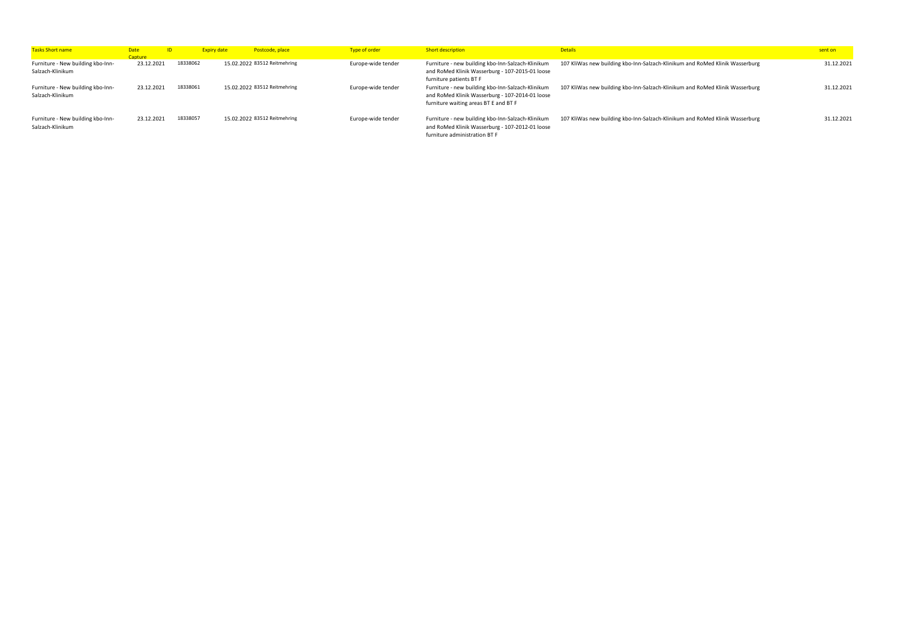| Tasks Short name | Date Capture | ID | Expiry date | Postcode, place | Type of order | Short description | Details | sent on |
|---|---|---|---|---|---|---|---|---|
| Furniture - New building kbo-Inn-Salzach-Klinikum | 23.12.2021 | 18338062 | 15.02.2022 | 83512 Reitmehring | Europe-wide tender | Furniture - new building kbo-Inn-Salzach-Klinikum and RoMed Klinik Wasserburg - 107-2015-01 loose furniture patients BT F | 107 KliWas new building kbo-Inn-Salzach-Klinikum and RoMed Klinik Wasserburg | 31.12.2021 |
| Furniture - New building kbo-Inn-Salzach-Klinikum | 23.12.2021 | 18338061 | 15.02.2022 | 83512 Reitmehring | Europe-wide tender | Furniture - new building kbo-Inn-Salzach-Klinikum and RoMed Klinik Wasserburg - 107-2014-01 loose furniture waiting areas BT E and BT F | 107 KliWas new building kbo-Inn-Salzach-Klinikum and RoMed Klinik Wasserburg | 31.12.2021 |
| Furniture - New building kbo-Inn-Salzach-Klinikum | 23.12.2021 | 18338057 | 15.02.2022 | 83512 Reitmehring | Europe-wide tender | Furniture - new building kbo-Inn-Salzach-Klinikum and RoMed Klinik Wasserburg - 107-2012-01 loose furniture administration BT F | 107 KliWas new building kbo-Inn-Salzach-Klinikum and RoMed Klinik Wasserburg | 31.12.2021 |